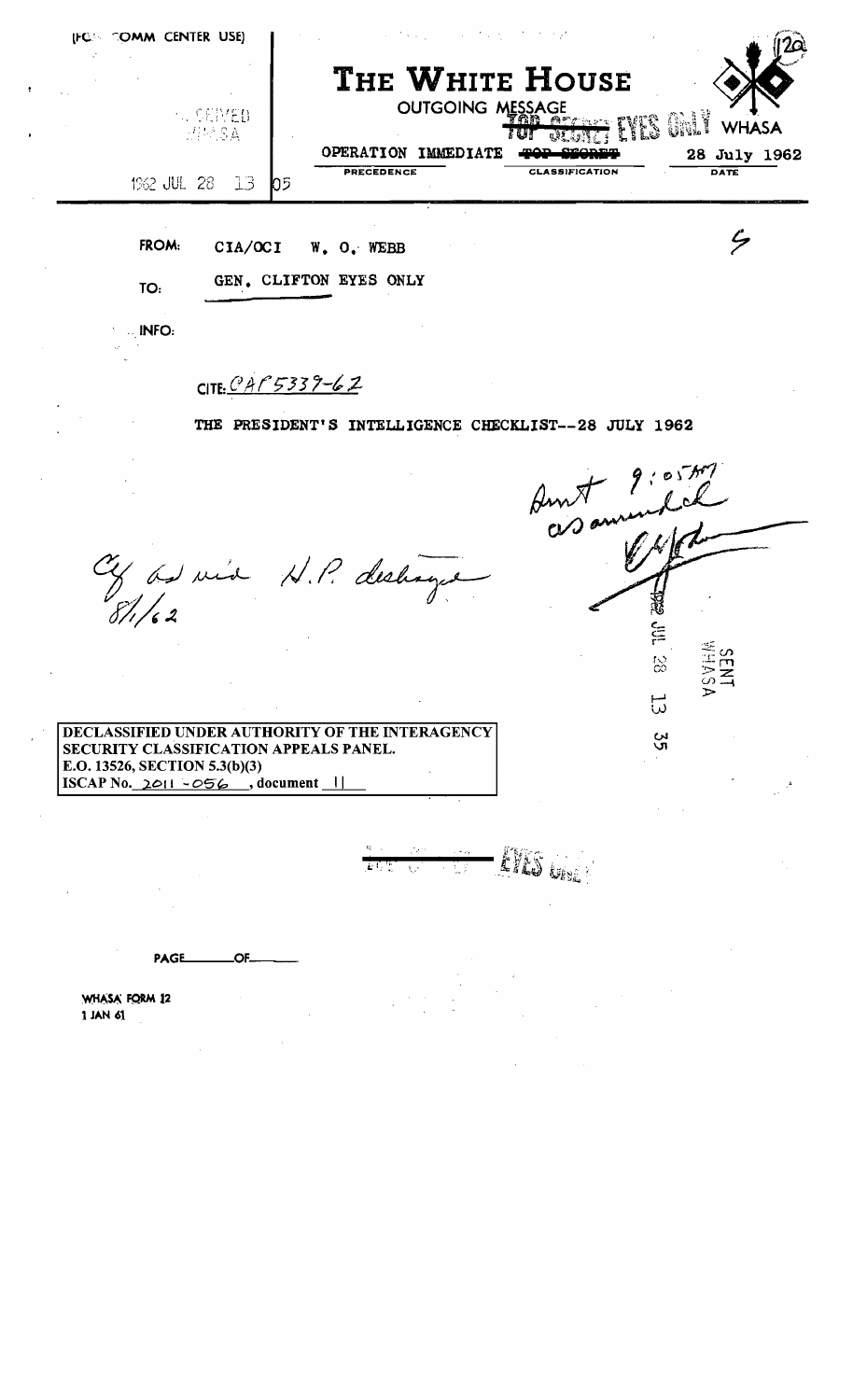(FOR COMM CENTER USE)

RECEIVED
WHASA

1962 JUL 28 13 05

# THE WHITE HOUSE

OUTGOING MESSAGE

TOP SECRET EYES ONLY

WHASA

12a

| OPERATION IMMEDIATE | ~~TOP SECRET~~ | 28 July 1962 |
|---|---|---|
| PRECEDENCE | CLASSIFICATION | DATE |

FROM: CIA/OCI W. O. WEBB

TO: GEN. CLIFTON EYES ONLY

INFO:

CITE: CAP 5339-62

THE PRESIDENT'S INTELLIGENCE CHECKLIST--28 JULY 1962

Sent 9:05 AM
as amended

Cy as mid N.P. discharge
8/1/62

SENT
WHASA
1962 JUL 28 13 35

DECLASSIFIED UNDER AUTHORITY OF THE INTERAGENCY SECURITY CLASSIFICATION APPEALS PANEL.
E.O. 13526, SECTION 5.3(b)(3)
ISCAP No. 2011-056, document 11

TOP SECRET EYES ONLY

PAGE ____ OF ____

WHASA FORM 12
1 JAN 61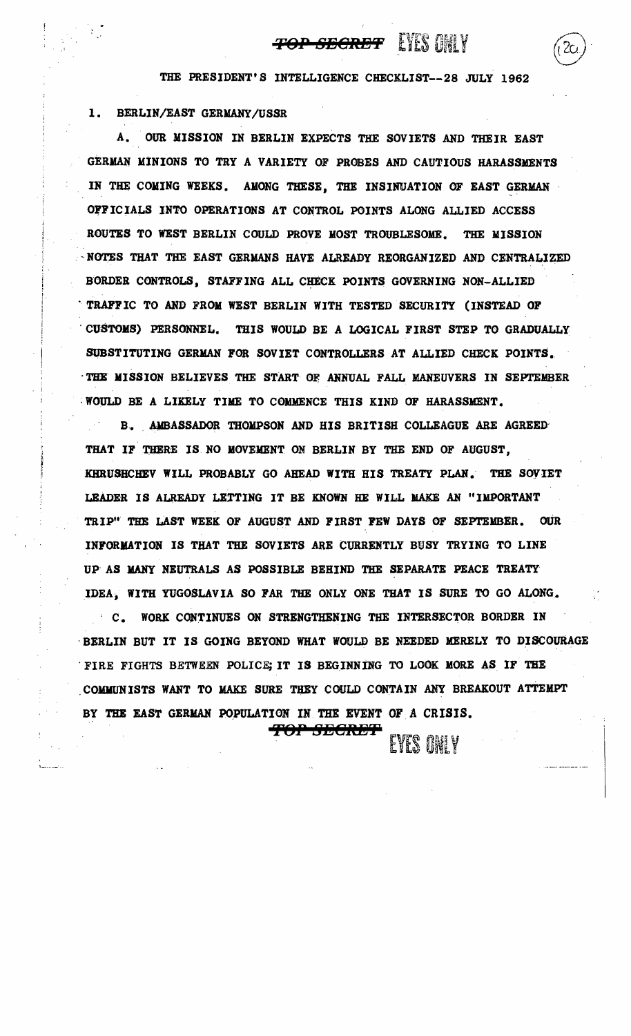THE PRESIDENT'S INTELLIGENCE CHECKLIST--28 JULY 1962

1. BERLIN/EAST GERMANY/USSR

A. OUR MISSION IN BERLIN EXPECTS THE SOVIETS AND THEIR EAST GERMAN MINIONS TO TRY A VARIETY OF PROBES AND CAUTIOUS HARASSMENTS IN THE COMING WEEKS. AMONG THESE, THE INSINUATION OF EAST GERMAN OFFICIALS INTO OPERATIONS AT CONTROL POINTS ALONG ALLIED ACCESS ROUTES TO WEST BERLIN COULD PROVE MOST TROUBLESOME. THE MISSION NOTES THAT THE EAST GERMANS HAVE ALREADY REORGANIZED AND CENTRALIZED BORDER CONTROLS, STAFFING ALL CHECK POINTS GOVERNING NON-ALLIED TRAFFIC TO AND FROM WEST BERLIN WITH TESTED SECURITY (INSTEAD OF CUSTOMS) PERSONNEL. THIS WOULD BE A LOGICAL FIRST STEP TO GRADUALLY SUBSTITUTING GERMAN FOR SOVIET CONTROLLERS AT ALLIED CHECK POINTS. THE MISSION BELIEVES THE START OF ANNUAL FALL MANEUVERS IN SEPTEMBER WOULD BE A LIKELY TIME TO COMMENCE THIS KIND OF HARASSMENT.

B. AMBASSADOR THOMPSON AND HIS BRITISH COLLEAGUE ARE AGREED THAT IF THERE IS NO MOVEMENT ON BERLIN BY THE END OF AUGUST, KHRUSHCHEV WILL PROBABLY GO AHEAD WITH HIS TREATY PLAN. THE SOVIET LEADER IS ALREADY LETTING IT BE KNOWN HE WILL MAKE AN "IMPORTANT TRIP" THE LAST WEEK OF AUGUST AND FIRST FEW DAYS OF SEPTEMBER. OUR INFORMATION IS THAT THE SOVIETS ARE CURRENTLY BUSY TRYING TO LINE UP AS MANY NEUTRALS AS POSSIBLE BEHIND THE SEPARATE PEACE TREATY IDEA, WITH YUGOSLAVIA SO FAR THE ONLY ONE THAT IS SURE TO GO ALONG.

C. WORK CONTINUES ON STRENGTHENING THE INTERSECTOR BORDER IN BERLIN BUT IT IS GOING BEYOND WHAT WOULD BE NEEDED MERELY TO DISCOURAGE FIRE FIGHTS BETWEEN POLICE; IT IS BEGINNING TO LOOK MORE AS IF THE COMMUNISTS WANT TO MAKE SURE THEY COULD CONTAIN ANY BREAKOUT ATTEMPT BY THE EAST GERMAN POPULATION IN THE EVENT OF A CRISIS.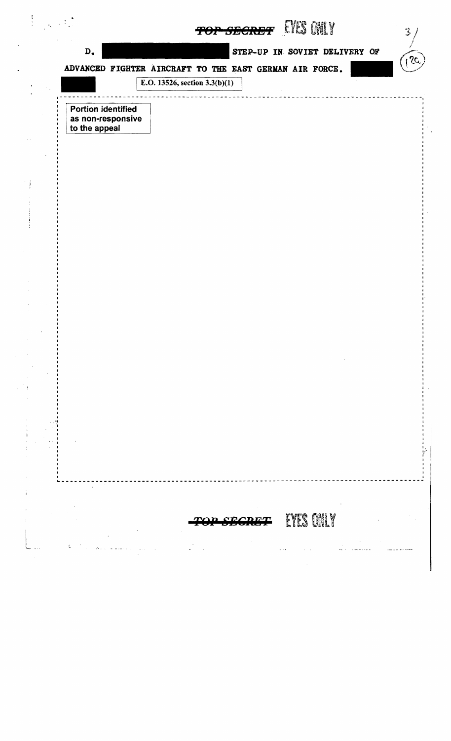TOP SECRET EYES ONLY

D. STEP-UP IN SOVIET DELIVERY OF ADVANCED FIGHTER AIRCRAFT TO THE EAST GERMAN AIR FORCE.

E.O. 13526, section 3.3(b)(1)

Portion identified as non-responsive to the appeal

TOP SECRET EYES ONLY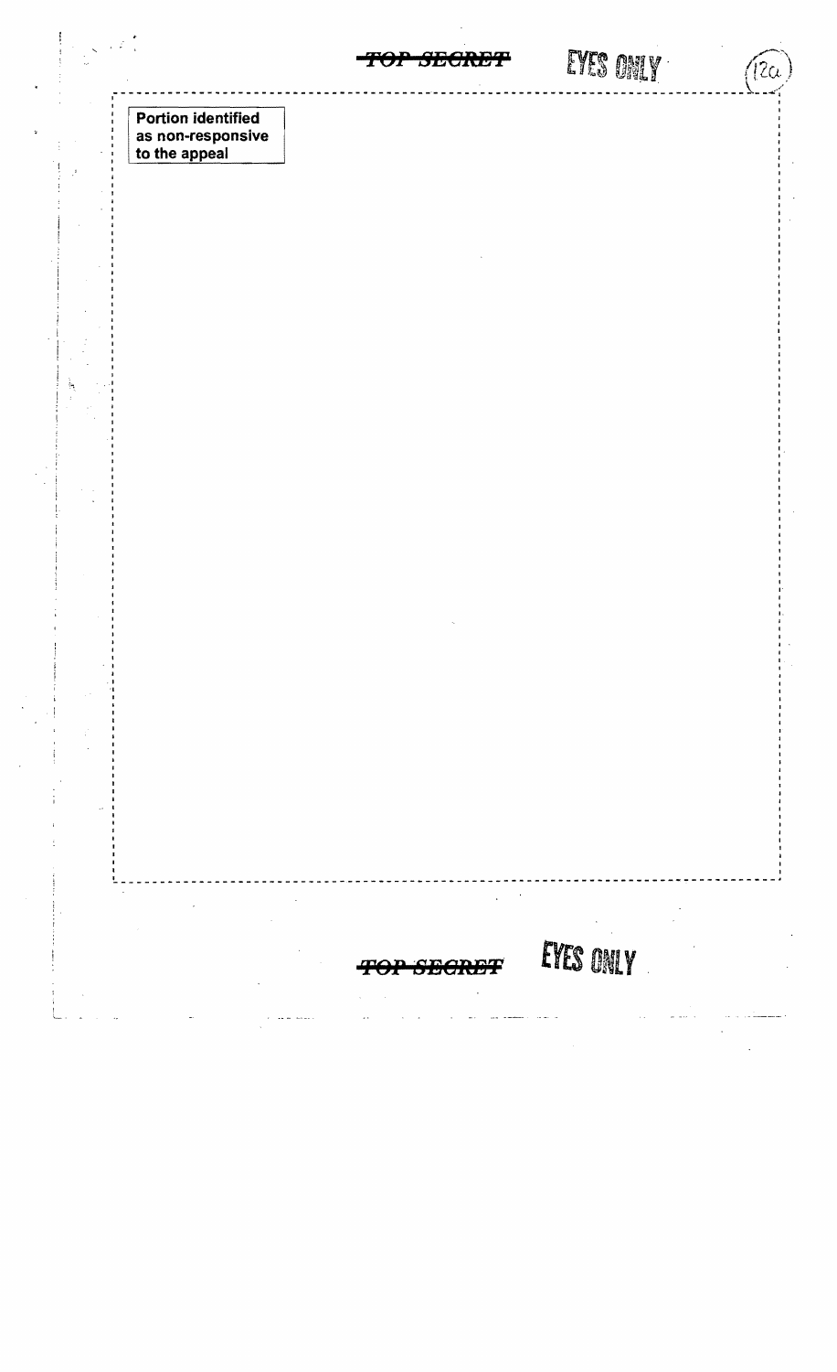Portion identified as non-responsive to the appeal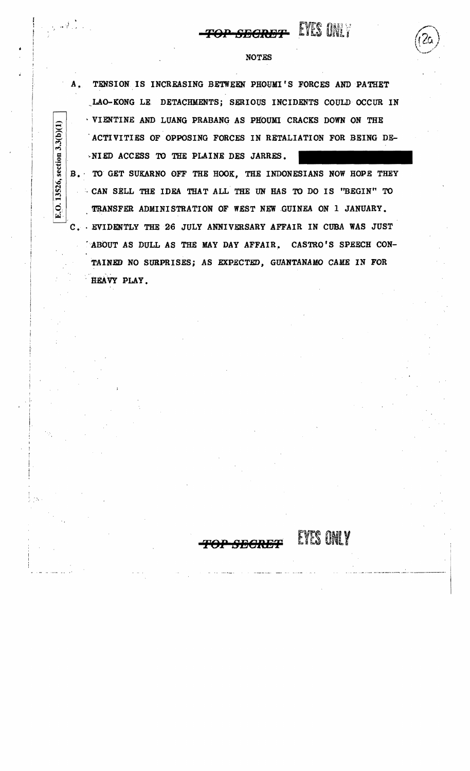TOP SECRET EYES ONLY

## NOTES

A. TENSION IS INCREASING BETWEEN PHOUMI'S FORCES AND PATHET LAO-KONG LE DETACHMENTS; SERIOUS INCIDENTS COULD OCCUR IN VIENTINE AND LUANG PRABANG AS PHOUMI CRACKS DOWN ON THE ACTIVITIES OF OPPOSING FORCES IN RETALIATION FOR BEING DENIED ACCESS TO THE PLAINE DES JARRES.

E.O. 13526, section 3.3(b)(1)

B. TO GET SUKARNO OFF THE HOOK, THE INDONESIANS NOW HOPE THEY CAN SELL THE IDEA THAT ALL THE UN HAS TO DO IS "BEGIN" TO TRANSFER ADMINISTRATION OF WEST NEW GUINEA ON 1 JANUARY.

C. EVIDENTLY THE 26 JULY ANNIVERSARY AFFAIR IN CUBA WAS JUST ABOUT AS DULL AS THE MAY DAY AFFAIR. CASTRO'S SPEECH CONTAINED NO SURPRISES; AS EXPECTED, GUANTANAMO CAME IN FOR HEAVY PLAY.

TOP SECRET EYES ONLY